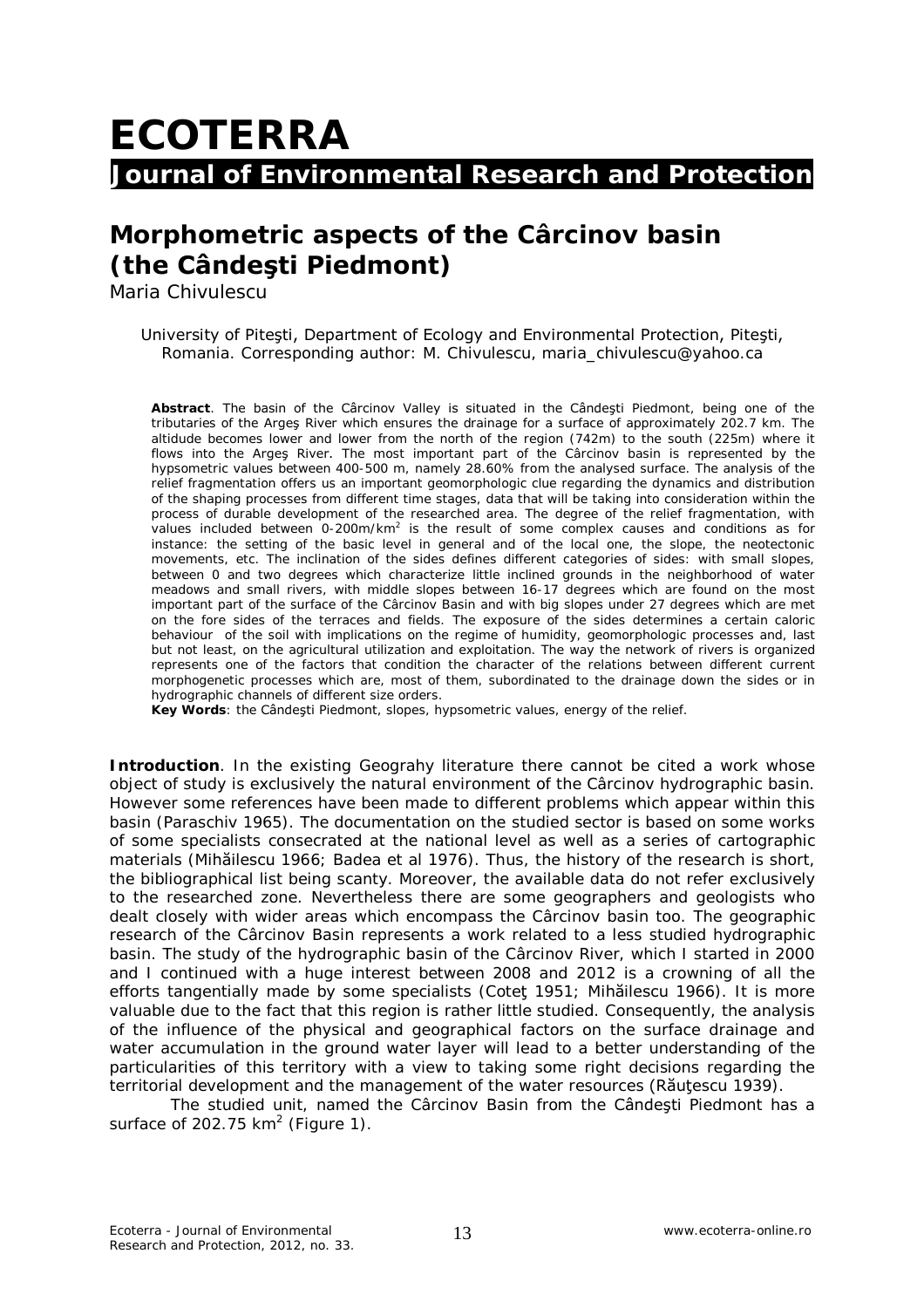# ECOTERRA

## Journal of Environmental Research and Protection

## Morphometric aspects of the Cârcinov basin (the Cândeşti Piedmont)

Maria Chivulescu

University of Piteşti, Department of Ecology and Environmental Protection, Piteşti, Romania. Corresponding author: M. Chivulescu, maria_chivulescu@yahoo.ca

**Abstract**. The basin of the Cârcinov Valley is situated in the Cândeşti Piedmont, being one of the tributaries of the Argeş River which ensures the drainage for a surface of approximately 202.7 km. The altitude becomes lower and lower from the north of the region (742m) to the south (225m) where it flows into the Argeş River. The most important part of the Cârcinov basin is represented by the hypsometric values between 400-500 m, namely 28.60% from the analysed surface. The analysis of the relief fragmentation offers us an important geomorphologic clue regarding the dynamics and distribution of the shaping processes from different time stages, data that will be taking into consideration within the process of durable development of the researched area. The degree of the relief fragmentation, with values included between 0-200m/km$^2$ is the result of some complex causes and conditions as for instance: the setting of the basic level in general and of the local one, the slope, the neotectonic movements, etc. The inclination of the sides defines different categories of sides: with small slopes, between 0 and two degrees which characterize little inclined grounds in the neighborhood of water meadows and small rivers, with middle slopes between 16-17 degrees which are found on the most important part of the surface of the Cârcinov Basin and with big slopes under 27 degrees which are met on the fore sides of the terraces and fields. The exposure of the sides determines a certain caloric behaviour of the soil with implications on the regime of humidity, geomorphologic processes and, last but not least, on the agricultural utilization and exploitation. The way the network of rivers is organized represents one of the factors that condition the character of the relations between different current morphogenetic processes which are, most of them, subordinated to the drainage down the sides or in hydrographic channels of different size orders.

**Key Words**: the Cândeşti Piedmont, slopes, hypsometric values, energy of the relief.

**Introduction**. In the existing Geograhy literature there cannot be cited a work whose object of study is exclusively the natural environment of the Cârcinov hydrographic basin. However some references have been made to different problems which appear within this basin (Paraschiv 1965). The documentation on the studied sector is based on some works of some specialists consecrated at the national level as well as a series of cartographic materials (Mihăilescu 1966; Badea et al 1976). Thus, the history of the research is short, the bibliographical list being scanty. Moreover, the available data do not refer exclusively to the researched zone. Nevertheless there are some geographers and geologists who dealt closely with wider areas which encompass the Cârcinov basin too. The geographic research of the Cârcinov Basin represents a work related to a less studied hydrographic basin. The study of the hydrographic basin of the Cârcinov River, which I started in 2000 and I continued with a huge interest between 2008 and 2012 is a crowning of all the efforts tangentially made by some specialists (Coteţ 1951; Mihăilescu 1966). It is more valuable due to the fact that this region is rather little studied. Consequently, the analysis of the influence of the physical and geographical factors on the surface drainage and water accumulation in the ground water layer will lead to a better understanding of the particularities of this territory with a view to taking some right decisions regarding the territorial development and the management of the water resources (Răuţescu 1939).

The studied unit, named the Cârcinov Basin from the Cândeşti Piedmont has a surface of 202.75 km$^2$ (Figure 1).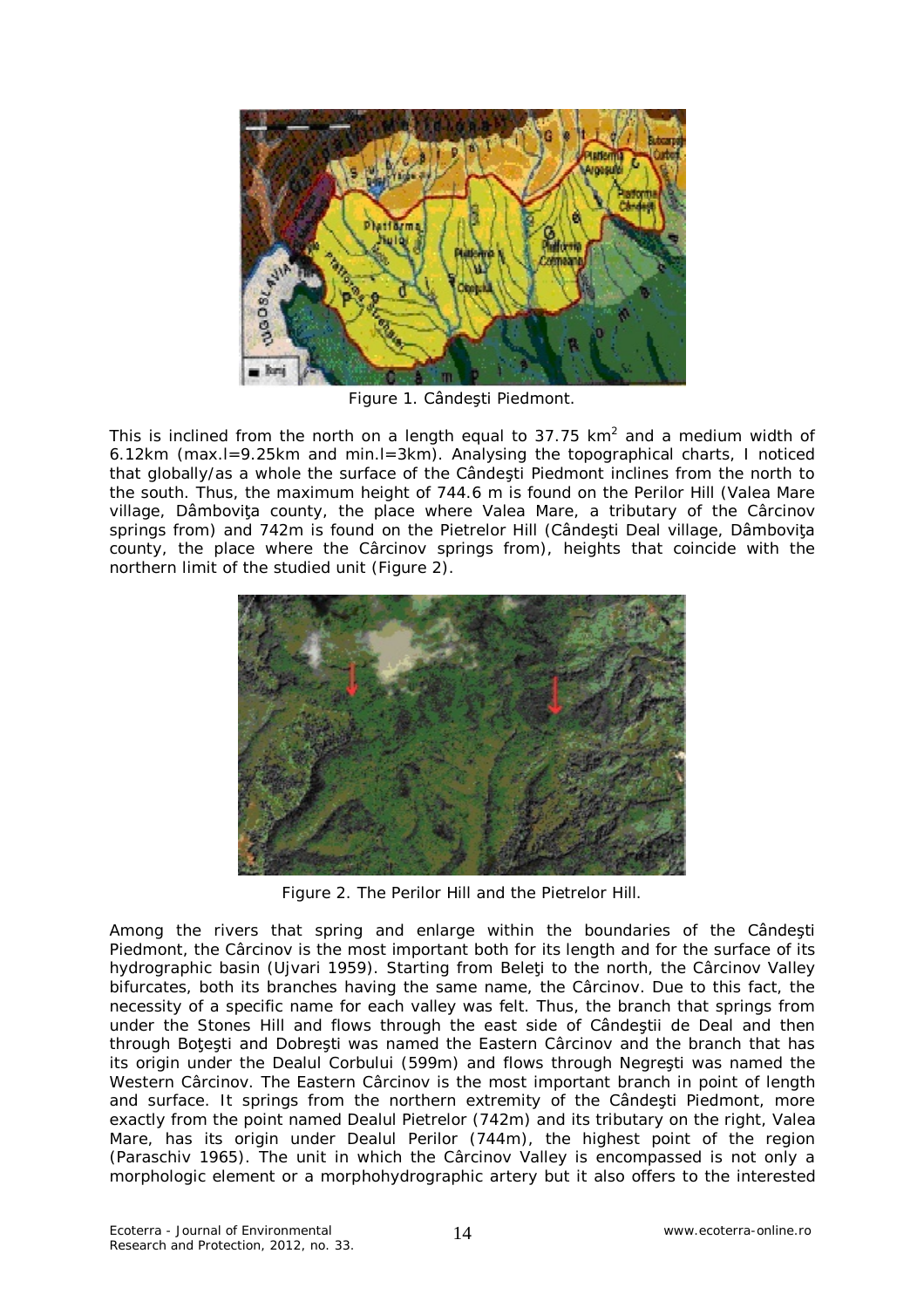Figure 1. Cândeşti Piedmont.

This is inclined from the north on a length equal to 37.75 $km^2$ and a medium width of 6.12km (max.l=9.25km and min.l=3km). Analysing the topographical charts, I noticed that globally/as a whole the surface of the Cândeşti Piedmont inclines from the north to the south. Thus, the maximum height of 744.6 m is found on the Perilor Hill (Valea Mare village, Dâmboviţa county, the place where Valea Mare, a tributary of the Cârcinov springs from) and 742m is found on the Pietrelor Hill (Cândeşti Deal village, Dâmboviţa county, the place where the Cârcinov springs from), heights that coincide with the northern limit of the studied unit (Figure 2).

Figure 2. The Perilor Hill and the Pietrelor Hill.

Among the rivers that spring and enlarge within the boundaries of the Cândeşti Piedmont, the Cârcinov is the most important both for its length and for the surface of its hydrographic basin (Ujvari 1959). Starting from Beleţi to the north, the Cârcinov Valley bifurcates, both its branches having the same name, the Cârcinov. Due to this fact, the necessity of a specific name for each valley was felt. Thus, the branch that springs from under the Stones Hill and flows through the east side of Cândeştii de Deal and then through Boţeşti and Dobreşti was named the Eastern Cârcinov and the branch that has its origin under the Dealul Corbului (599m) and flows through Negreşti was named the Western Cârcinov. The Eastern Cârcinov is the most important branch in point of length and surface. It springs from the northern extremity of the Cândeşti Piedmont, more exactly from the point named Dealul Pietrelor (742m) and its tributary on the right, Valea Mare, has its origin under Dealul Perilor (744m), the highest point of the region (Paraschiv 1965). The unit in which the Cârcinov Valley is encompassed is not only a morphologic element or a morphohydrographic artery but it also offers to the interested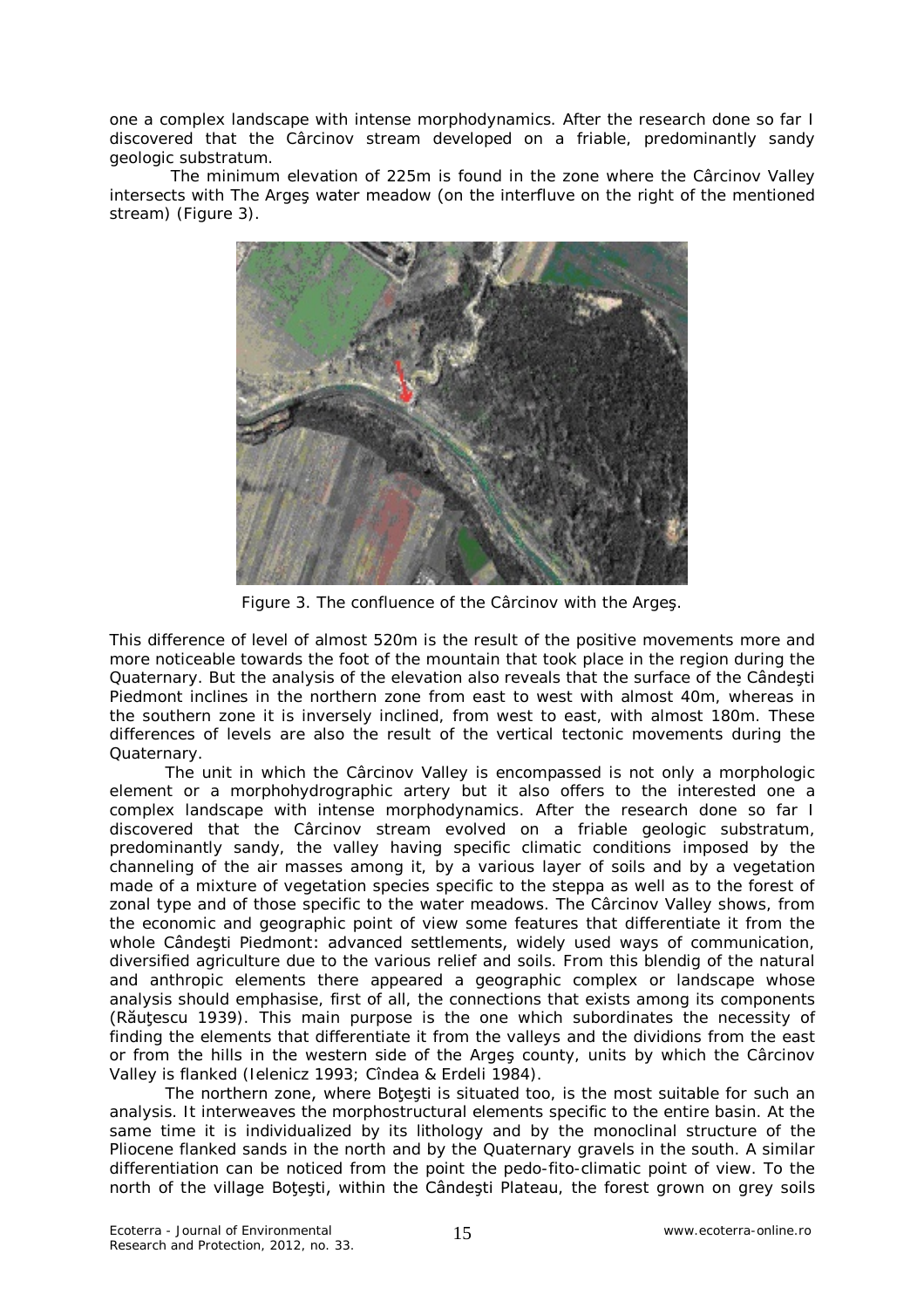one a complex landscape with intense morphodynamics. After the research done so far I discovered that the Cârcinov stream developed on a friable, predominantly sandy geologic substratum.

The minimum elevation of 225m is found in the zone where the Cârcinov Valley intersects with The Argeş water meadow (on the interfluve on the right of the mentioned stream) (Figure 3).

Figure 3. The confluence of the Cârcinov with the Argeş.

This difference of level of almost 520m is the result of the positive movements more and more noticeable towards the foot of the mountain that took place in the region during the Quaternary. But the analysis of the elevation also reveals that the surface of the Cândeşti Piedmont inclines in the northern zone from east to west with almost 40m, whereas in the southern zone it is inversely inclined, from west to east, with almost 180m. These differences of levels are also the result of the vertical tectonic movements during the Quaternary.

The unit in which the Cârcinov Valley is encompassed is not only a morphologic element or a morphohydrographic artery but it also offers to the interested one a complex landscape with intense morphodynamics. After the research done so far I discovered that the Cârcinov stream evolved on a friable geologic substratum, predominantly sandy, the valley having specific climatic conditions imposed by the channeling of the air masses among it, by a various layer of soils and by a vegetation made of a mixture of vegetation species specific to the steppa as well as to the forest of zonal type and of those specific to the water meadows. The Cârcinov Valley shows, from the economic and geographic point of view some features that differentiate it from the whole Cândeşti Piedmont: advanced settlements, widely used ways of communication, diversified agriculture due to the various relief and soils. From this blendig of the natural and anthropic elements there appeared a geographic complex or landscape whose analysis should emphasise, first of all, the connections that exists among its components (Răuţescu 1939). This main purpose is the one which subordinates the necessity of finding the elements that differentiate it from the valleys and the dividions from the east or from the hills in the western side of the Argeş county, units by which the Cârcinov Valley is flanked (Ielenicz 1993; Cîndea & Erdeli 1984).

The northern zone, where Boţeşti is situated too, is the most suitable for such an analysis. It interweaves the morphostructural elements specific to the entire basin. At the same time it is individualized by its lithology and by the monoclinal structure of the Pliocene flanked sands in the north and by the Quaternary gravels in the south. A similar differentiation can be noticed from the point the pedo-fito-climatic point of view. To the north of the village Boţeşti, within the Cândeşti Plateau, the forest grown on grey soils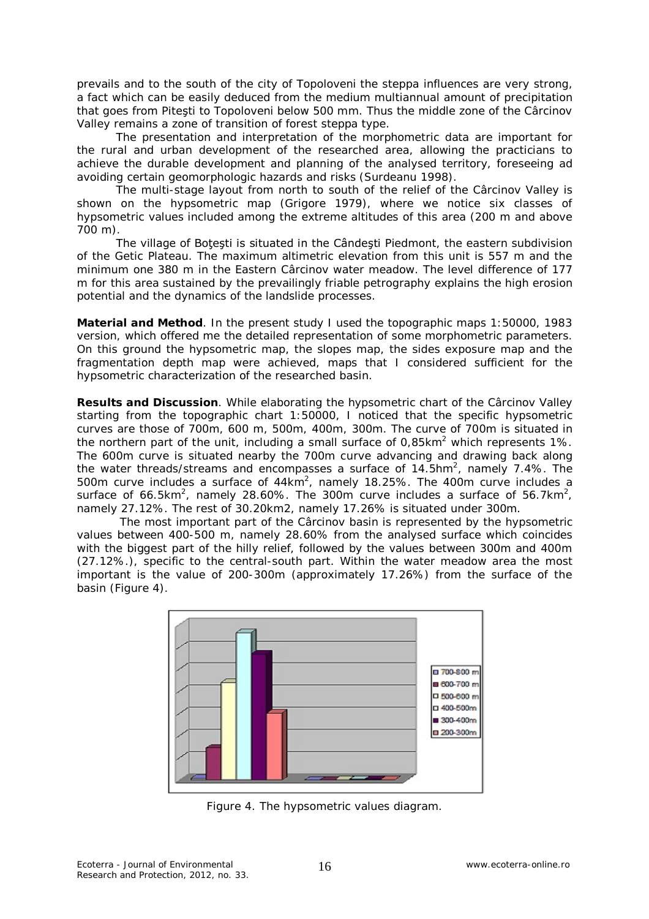prevails and to the south of the city of Topoloveni the steppa influences are very strong, a fact which can be easily deduced from the medium multiannual amount of precipitation that goes from Piteşti to Topoloveni below 500 mm. Thus the middle zone of the Cârcinov Valley remains a zone of transition of forest steppa type.

The presentation and interpretation of the morphometric data are important for the rural and urban development of the researched area, allowing the practicians to achieve the durable development and planning of the analysed territory, foreseeing ad avoiding certain geomorphologic hazards and risks (Surdeanu 1998).

The multi-stage layout from north to south of the relief of the Cârcinov Valley is shown on the hypsometric map (Grigore 1979), where we notice six classes of hypsometric values included among the extreme altitudes of this area (200 m and above 700 m).

The village of Boţeşti is situated in the Cândeşti Piedmont, the eastern subdivision of the Getic Plateau. The maximum altimetric elevation from this unit is 557 m and the minimum one 380 m in the Eastern Cârcinov water meadow. The level difference of 177 m for this area sustained by the prevailingly friable petrography explains the high erosion potential and the dynamics of the landslide processes.

**Material and Method**. In the present study I used the topographic maps 1:50000, 1983 version, which offered me the detailed representation of some morphometric parameters. On this ground the hypsometric map, the slopes map, the sides exposure map and the fragmentation depth map were achieved, maps that I considered sufficient for the hypsometric characterization of the researched basin.

**Results and Discussion**. While elaborating the hypsometric chart of the Cârcinov Valley starting from the topographic chart 1:50000, I noticed that the specific hypsometric curves are those of 700m, 600 m, 500m, 400m, 300m. The curve of 700m is situated in the northern part of the unit, including a small surface of 0,85km$^2$ which represents 1%. The 600m curve is situated nearby the 700m curve advancing and drawing back along the water threads/streams and encompasses a surface of 14.5hm$^2$, namely 7.4%. The 500m curve includes a surface of 44km$^2$, namely 18.25%. The 400m curve includes a surface of 66.5km$^2$, namely 28.60%. The 300m curve includes a surface of 56.7km$^2$, namely 27.12%. The rest of 30.20km2, namely 17.26% is situated under 300m.

The most important part of the Cârcinov basin is represented by the hypsometric values between 400-500 m, namely 28.60% from the analysed surface which coincides with the biggest part of the hilly relief, followed by the values between 300m and 400m (27.12%.), specific to the central-south part. Within the water meadow area the most important is the value of 200-300m (approximately 17.26%) from the surface of the basin (Figure 4).

Figure 4. The hypsometric values diagram.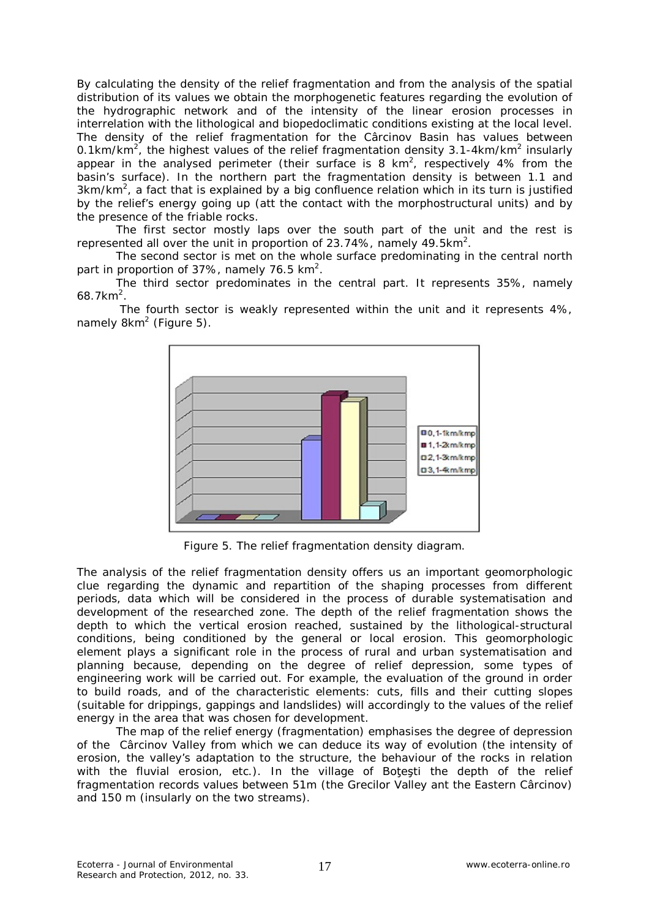By calculating the density of the relief fragmentation and from the analysis of the spatial distribution of its values we obtain the morphogenetic features regarding the evolution of the hydrographic network and of the intensity of the linear erosion processes in interrelation with the lithological and biopedoclimatic conditions existing at the local level. The density of the relief fragmentation for the Cârcinov Basin has values between 0.1km/km$^2$, the highest values of the relief fragmentation density 3.1-4km/km$^2$ insularly appear in the analysed perimeter (their surface is 8 km$^2$, respectively 4% from the basin's surface). In the northern part the fragmentation density is between 1.1 and 3km/km$^2$, a fact that is explained by a big confluence relation which in its turn is justified by the relief's energy going up (att the contact with the morphostructural units) and by the presence of the friable rocks.

The first sector mostly laps over the south part of the unit and the rest is represented all over the unit in proportion of 23.74%, namely 49.5km$^2$.

The second sector is met on the whole surface predominating in the central north part in proportion of 37%, namely 76.5 km$^2$.

The third sector predominates in the central part. It represents 35%, namely 68.7km$^2$.

The fourth sector is weakly represented within the unit and it represents 4%, namely 8km$^2$ (Figure 5).

Figure 5. The relief fragmentation density diagram.

The analysis of the relief fragmentation density offers us an important geomorphologic clue regarding the dynamic and repartition of the shaping processes from different periods, data which will be considered in the process of durable systematisation and development of the researched zone. The depth of the relief fragmentation shows the depth to which the vertical erosion reached, sustained by the lithological-structural conditions, being conditioned by the general or local erosion. This geomorphologic element plays a significant role in the process of rural and urban systematisation and planning because, depending on the degree of relief depression, some types of engineering work will be carried out. For example, the evaluation of the ground in order to build roads, and of the characteristic elements: cuts, fills and their cutting slopes (suitable for drippings, gappings and landslides) will accordingly to the values of the relief energy in the area that was chosen for development.

The map of the relief energy (fragmentation) emphasises the degree of depression of the Cârcinov Valley from which we can deduce its way of evolution (the intensity of erosion, the valley's adaptation to the structure, the behaviour of the rocks in relation with the fluvial erosion, etc.). In the village of Boţeşti the depth of the relief fragmentation records values between 51m (the Grecilor Valley ant the Eastern Cârcinov) and 150 m (insularly on the two streams).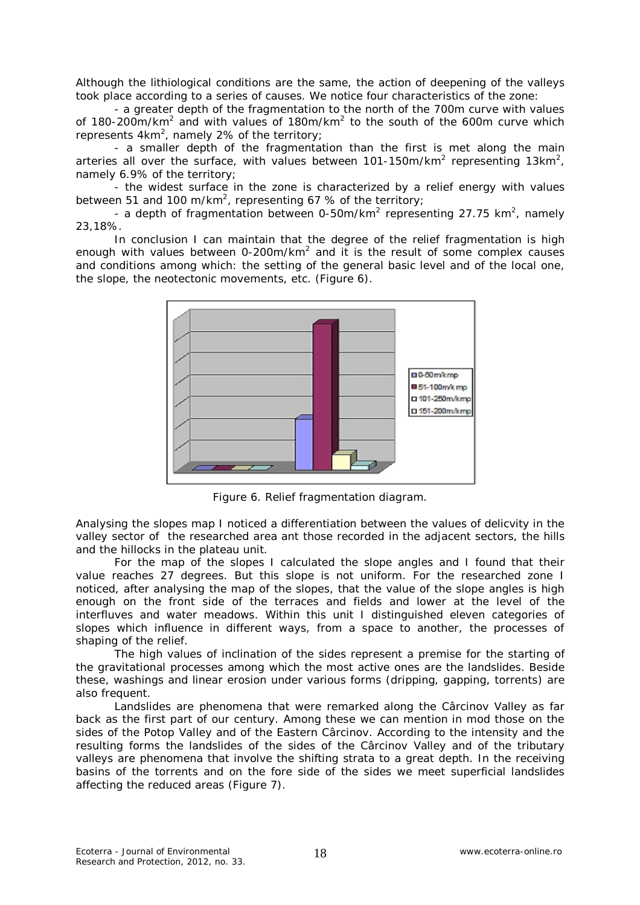Although the lithiological conditions are the same, the action of deepening of the valleys took place according to a series of causes. We notice four characteristics of the zone:

- a greater depth of the fragmentation to the north of the 700m curve with values of 180-200m/km$^2$ and with values of 180m/km$^2$ to the south of the 600m curve which represents 4km$^2$, namely 2% of the territory;
- a smaller depth of the fragmentation than the first is met along the main arteries all over the surface, with values between 101-150m/km$^2$ representing 13km$^2$, namely 6.9% of the territory;
- the widest surface in the zone is characterized by a relief energy with values between 51 and 100 m/km$^2$, representing 67 % of the territory;
- a depth of fragmentation between 0-50m/km$^2$ representing 27.75 km$^2$, namely 23,18%.

In conclusion I can maintain that the degree of the relief fragmentation is high enough with values between 0-200m/km$^2$ and it is the result of some complex causes and conditions among which: the setting of the general basic level and of the local one, the slope, the neotectonic movements, etc. (Figure 6).

Figure 6. Relief fragmentation diagram.

Analysing the slopes map I noticed a differentiation between the values of delicvity in the valley sector of the researched area ant those recorded in the adjacent sectors, the hills and the hillocks in the plateau unit.

For the map of the slopes I calculated the slope angles and I found that their value reaches 27 degrees. But this slope is not uniform. For the researched zone I noticed, after analysing the map of the slopes, that the value of the slope angles is high enough on the front side of the terraces and fields and lower at the level of the interfluves and water meadows. Within this unit I distinguished eleven categories of slopes which influence in different ways, from a space to another, the processes of shaping of the relief.

The high values of inclination of the sides represent a premise for the starting of the gravitational processes among which the most active ones are the landslides. Beside these, washings and linear erosion under various forms (dripping, gapping, torrents) are also frequent.

Landslides are phenomena that were remarked along the Cârcinov Valley as far back as the first part of our century. Among these we can mention in mod those on the sides of the Potop Valley and of the Eastern Cârcinov. According to the intensity and the resulting forms the landslides of the sides of the Cârcinov Valley and of the tributary valleys are phenomena that involve the shifting strata to a great depth. In the receiving basins of the torrents and on the fore side of the sides we meet superficial landslides affecting the reduced areas (Figure 7).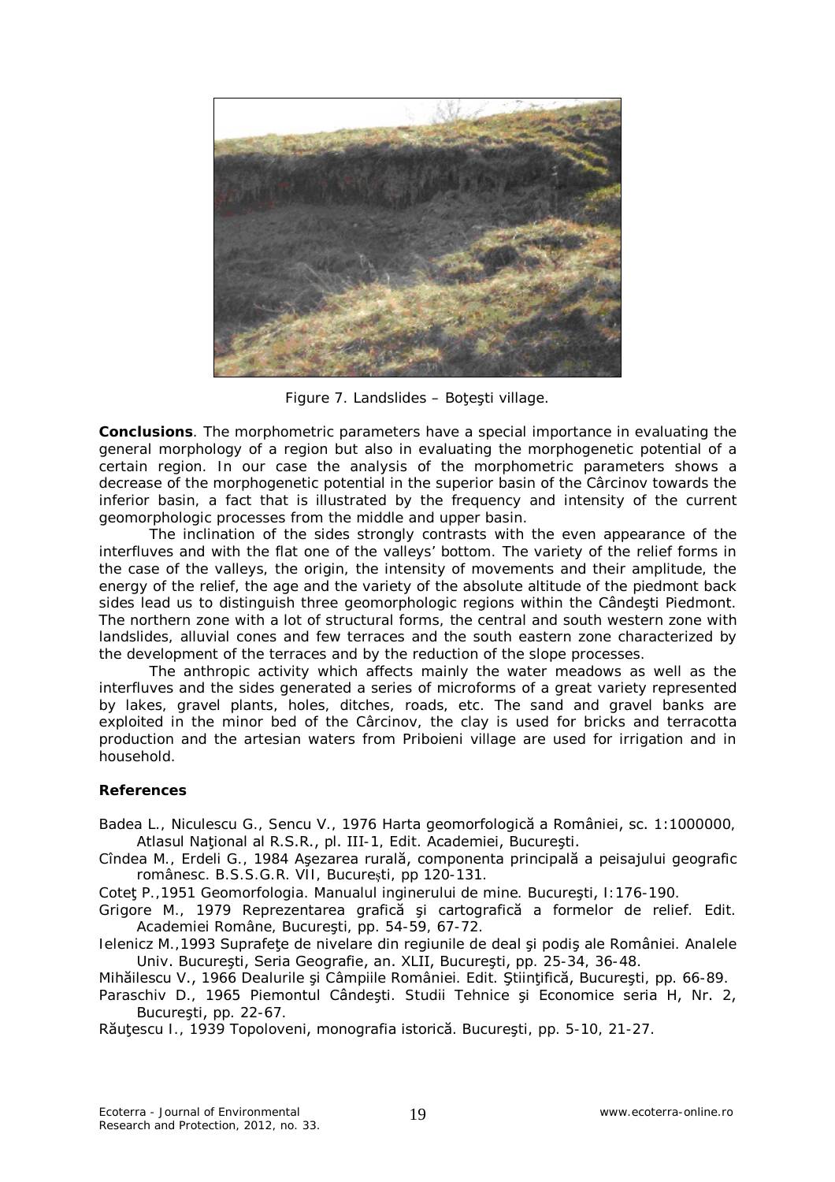Figure 7. Landslides – Boţeşti village.

**Conclusions**. The morphometric parameters have a special importance in evaluating the general morphology of a region but also in evaluating the morphogenetic potential of a certain region. In our case the analysis of the morphometric parameters shows a decrease of the morphogenetic potential in the superior basin of the Cârcinov towards the inferior basin, a fact that is illustrated by the frequency and intensity of the current geomorphologic processes from the middle and upper basin.

The inclination of the sides strongly contrasts with the even appearance of the interfluves and with the flat one of the valleys' bottom. The variety of the relief forms in the case of the valleys, the origin, the intensity of movements and their amplitude, the energy of the relief, the age and the variety of the absolute altitude of the piedmont back sides lead us to distinguish three geomorphologic regions within the Cândeşti Piedmont. The northern zone with a lot of structural forms, the central and south western zone with landslides, alluvial cones and few terraces and the south eastern zone characterized by the development of the terraces and by the reduction of the slope processes.

The anthropic activity which affects mainly the water meadows as well as the interfluves and the sides generated a series of microforms of a great variety represented by lakes, gravel plants, holes, ditches, roads, etc. The sand and gravel banks are exploited in the minor bed of the Cârcinov, the clay is used for bricks and terracotta production and the artesian waters from Priboieni village are used for irrigation and in household.

**References**

Badea L., Niculescu G., Sencu V., 1976 Harta geomorfologică a României, sc. 1:1000000, Atlasul Naţional al R.S.R., pl. III-1, Edit. Academiei, Bucureşti.

Cîndea M., Erdeli G., 1984 Aşezarea rurală, componenta principală a peisajului geografic românesc. B.S.S.G.R. VII, Bucureşti, pp 120-131.

Coteţ P.,1951 Geomorfologia. Manualul inginerului de mine. Bucureşti, I:176-190.

Grigore M., 1979 Reprezentarea grafică şi cartografică a formelor de relief. Edit. Academiei Române, Bucureşti, pp. 54-59, 67-72.

Ielenicz M.,1993 Suprafeţe de nivelare din regiunile de deal şi podiş ale României. Analele Univ. Bucureşti, Seria Geografie, an. XLII, Bucureşti, pp. 25-34, 36-48.

Mihăilescu V., 1966 Dealurile şi Câmpiile României. Edit. Ştiinţifică, Bucureşti, pp. 66-89.

Paraschiv D., 1965 Piemontul Cândeşti. Studii Tehnice şi Economice seria H, Nr. 2, Bucureşti, pp. 22-67.

Răuţescu I., 1939 Topoloveni, monografia istorică. Bucureşti, pp. 5-10, 21-27.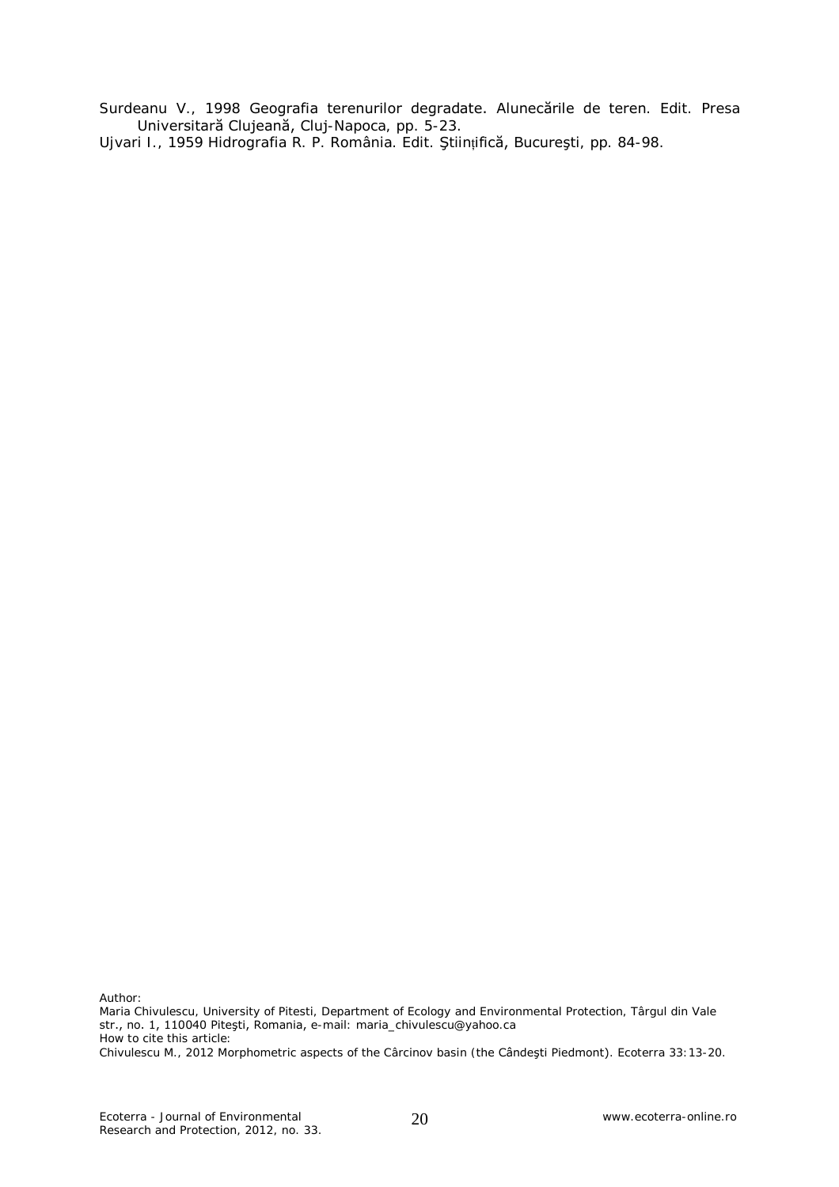Surdeanu V., 1998 Geografia terenurilor degradate. Alunecările de teren. Edit. Presa Universitară Clujeană, Cluj-Napoca, pp. 5-23.

Ujvari I., 1959 Hidrografia R. P. România. Edit. Ştiinţifică, Bucureşti, pp. 84-98.

Author:

Maria Chivulescu, University of Pitesti, Department of Ecology and Environmental Protection, Târgul din Vale str., no. 1, 110040 Piteşti, Romania, e-mail: maria_chivulescu@yahoo.ca

How to cite this article:

Chivulescu M., 2012 Morphometric aspects of the Cârcinov basin (the Cândeşti Piedmont). Ecoterra 33:13-20.